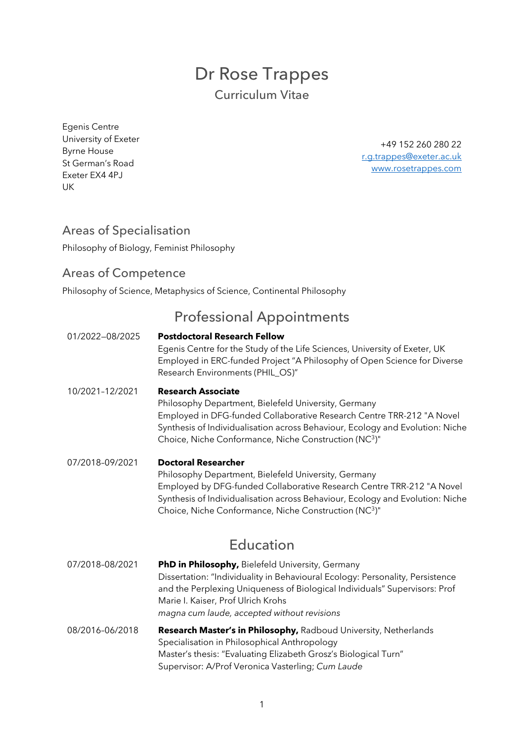# Dr Rose Trappes

Curriculum Vitae

Egenis Centre
University of Exeter
Byrne House
St German's Road
Exeter EX4 4PJ
UK

+49 152 260 280 22
r.g.trappes@exeter.ac.uk
www.rosetrappes.com

## Areas of Specialisation

Philosophy of Biology, Feminist Philosophy

## Areas of Competence

Philosophy of Science, Metaphysics of Science, Continental Philosophy

## Professional Appointments

01/2022–08/2025 **Postdoctoral Research Fellow**
Egenis Centre for the Study of the Life Sciences, University of Exeter, UK
Employed in ERC-funded Project "A Philosophy of Open Science for Diverse Research Environments (PHIL_OS)"

10/2021–12/2021 **Research Associate**
Philosophy Department, Bielefeld University, Germany
Employed in DFG-funded Collaborative Research Centre TRR-212 "A Novel Synthesis of Individualisation across Behaviour, Ecology and Evolution: Niche Choice, Niche Conformance, Niche Construction ($NC^3$)"

07/2018–09/2021 **Doctoral Researcher**
Philosophy Department, Bielefeld University, Germany
Employed by DFG-funded Collaborative Research Centre TRR-212 "A Novel Synthesis of Individualisation across Behaviour, Ecology and Evolution: Niche Choice, Niche Conformance, Niche Construction ($NC^3$)"

## Education

07/2018–08/2021 **PhD in Philosophy,** Bielefeld University, Germany
Dissertation: "Individuality in Behavioural Ecology: Personality, Persistence and the Perplexing Uniqueness of Biological Individuals" Supervisors: Prof Marie I. Kaiser, Prof Ulrich Krohs
*magna cum laude, accepted without revisions*

08/2016–06/2018 **Research Master's in Philosophy,** Radboud University, Netherlands
Specialisation in Philosophical Anthropology
Master's thesis: "Evaluating Elizabeth Grosz's Biological Turn"
Supervisor: A/Prof Veronica Vasterling; *Cum Laude*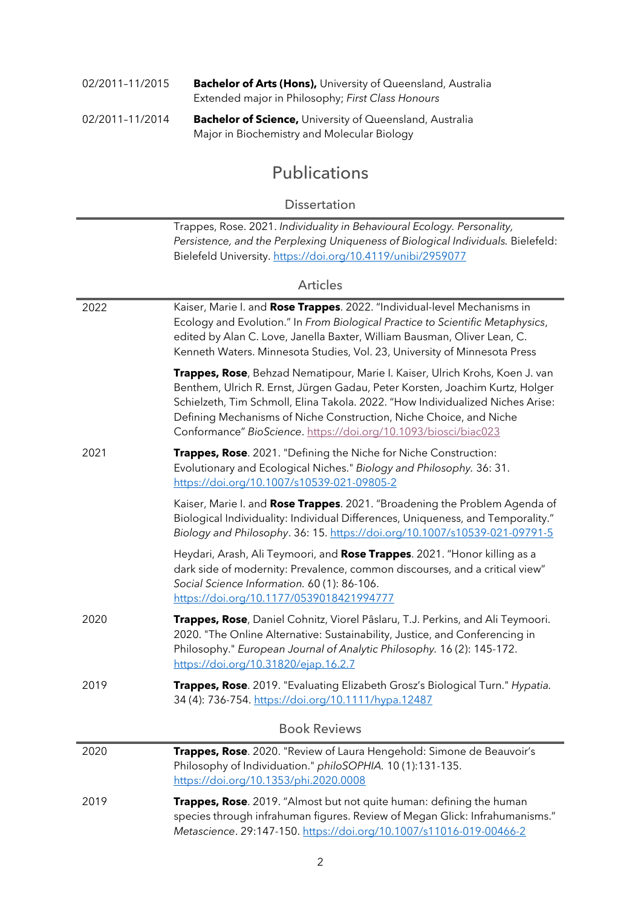02/2011–11/2015 **Bachelor of Arts (Hons),** University of Queensland, Australia
Extended major in Philosophy; *First Class Honours*

02/2011–11/2014 **Bachelor of Science,** University of Queensland, Australia
Major in Biochemistry and Molecular Biology

# Publications

## Dissertation

Trappes, Rose. 2021. *Individuality in Behavioural Ecology. Personality, Persistence, and the Perplexing Uniqueness of Biological Individuals.* Bielefeld: Bielefeld University. https://doi.org/10.4119/unibi/2959077

## Articles

**2022**

Kaiser, Marie I. and **Rose Trappes**. 2022. "Individual-level Mechanisms in Ecology and Evolution." In *From Biological Practice to Scientific Metaphysics*, edited by Alan C. Love, Janella Baxter, William Bausman, Oliver Lean, C. Kenneth Waters. Minnesota Studies, Vol. 23, University of Minnesota Press

**Trappes, Rose**, Behzad Nematipour, Marie I. Kaiser, Ulrich Krohs, Koen J. van Benthem, Ulrich R. Ernst, Jürgen Gadau, Peter Korsten, Joachim Kurtz, Holger Schielzeth, Tim Schmoll, Elina Takola. 2022. "How Individualized Niches Arise: Defining Mechanisms of Niche Construction, Niche Choice, and Niche Conformance" *BioScience*. https://doi.org/10.1093/biosci/biac023

**2021**

**Trappes, Rose**. 2021. "Defining the Niche for Niche Construction: Evolutionary and Ecological Niches." *Biology and Philosophy.* 36: 31. https://doi.org/10.1007/s10539-021-09805-2

Kaiser, Marie I. and **Rose Trappes**. 2021. "Broadening the Problem Agenda of Biological Individuality: Individual Differences, Uniqueness, and Temporality." *Biology and Philosophy*. 36: 15. https://doi.org/10.1007/s10539-021-09791-5

Heydari, Arash, Ali Teymoori, and **Rose Trappes**. 2021. "Honor killing as a dark side of modernity: Prevalence, common discourses, and a critical view" *Social Science Information.* 60 (1): 86-106. https://doi.org/10.1177/0539018421994777

**2020**

**Trappes, Rose**, Daniel Cohnitz, Viorel Pâslaru, T.J. Perkins, and Ali Teymoori. 2020. "The Online Alternative: Sustainability, Justice, and Conferencing in Philosophy." *European Journal of Analytic Philosophy.* 16 (2): 145-172. https://doi.org/10.31820/ejap.16.2.7

**2019**

**Trappes, Rose**. 2019. "Evaluating Elizabeth Grosz's Biological Turn." *Hypatia.* 34 (4): 736-754. https://doi.org/10.1111/hypa.12487

## Book Reviews

**2020**

**Trappes, Rose**. 2020. "Review of Laura Hengehold: Simone de Beauvoir's Philosophy of Individuation." *philoSOPHIA.* 10 (1):131-135. https://doi.org/10.1353/phi.2020.0008

**2019**

**Trappes, Rose**. 2019. "Almost but not quite human: defining the human species through infrahuman figures. Review of Megan Glick: Infrahumanisms." *Metascience*. 29:147-150. https://doi.org/10.1007/s11016-019-00466-2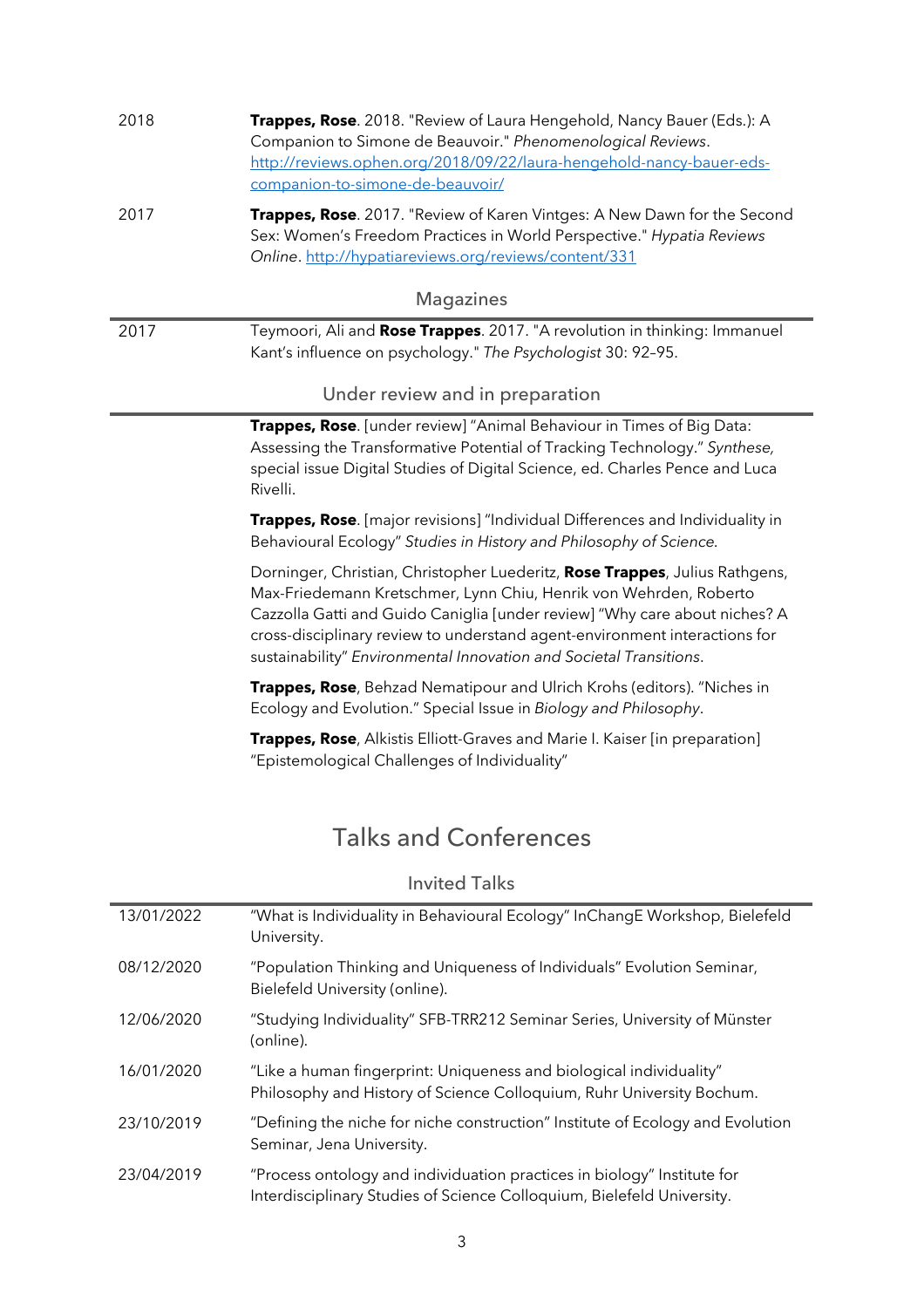| | |
|---|---|
| 2018 | **Trappes, Rose**. 2018. "Review of Laura Hengehold, Nancy Bauer (Eds.): A Companion to Simone de Beauvoir." *Phenomenological Reviews*. http://reviews.ophen.org/2018/09/22/laura-hengehold-nancy-bauer-eds-companion-to-simone-de-beauvoir/ |
| 2017 | **Trappes, Rose**. 2017. "Review of Karen Vintges: A New Dawn for the Second Sex: Women's Freedom Practices in World Perspective." *Hypatia Reviews Online*. http://hypatiareviews.org/reviews/content/331 |

### Magazines

| | |
|---|---|
| 2017 | Teymoori, Ali and **Rose Trappes**. 2017. "A revolution in thinking: Immanuel Kant's influence on psychology." *The Psychologist* 30: 92–95. |

### Under review and in preparation

**Trappes, Rose**. [under review] "Animal Behaviour in Times of Big Data: Assessing the Transformative Potential of Tracking Technology." *Synthese,* special issue Digital Studies of Digital Science, ed. Charles Pence and Luca Rivelli.

**Trappes, Rose**. [major revisions] "Individual Differences and Individuality in Behavioural Ecology" *Studies in History and Philosophy of Science.*

Dorninger, Christian, Christopher Luederitz, **Rose Trappes**, Julius Rathgens, Max-Friedemann Kretschmer, Lynn Chiu, Henrik von Wehrden, Roberto Cazzolla Gatti and Guido Caniglia [under review] "Why care about niches? A cross-disciplinary review to understand agent-environment interactions for sustainability" *Environmental Innovation and Societal Transitions*.

**Trappes, Rose**, Behzad Nematipour and Ulrich Krohs (editors). "Niches in Ecology and Evolution." Special Issue in *Biology and Philosophy*.

**Trappes, Rose**, Alkistis Elliott-Graves and Marie I. Kaiser [in preparation] "Epistemological Challenges of Individuality"

## Talks and Conferences

### Invited Talks

| | |
|---|---|
| 13/01/2022 | "What is Individuality in Behavioural Ecology" InChangE Workshop, Bielefeld University. |
| 08/12/2020 | "Population Thinking and Uniqueness of Individuals" Evolution Seminar, Bielefeld University (online). |
| 12/06/2020 | "Studying Individuality" SFB-TRR212 Seminar Series, University of Münster (online). |
| 16/01/2020 | "Like a human fingerprint: Uniqueness and biological individuality" Philosophy and History of Science Colloquium, Ruhr University Bochum. |
| 23/10/2019 | "Defining the niche for niche construction" Institute of Ecology and Evolution Seminar, Jena University. |
| 23/04/2019 | "Process ontology and individuation practices in biology" Institute for Interdisciplinary Studies of Science Colloquium, Bielefeld University. |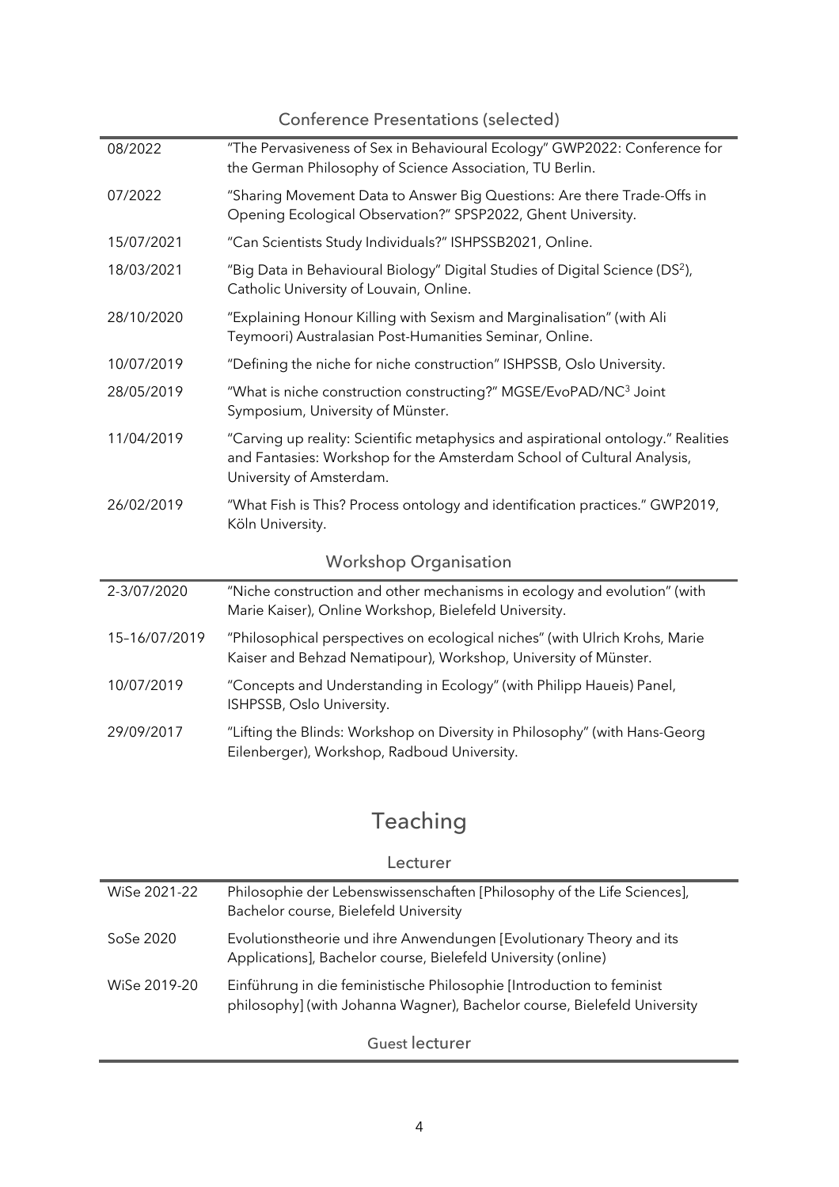### Conference Presentations (selected)

| | |
|---|---|
| 08/2022 | "The Pervasiveness of Sex in Behavioural Ecology" GWP2022: Conference for the German Philosophy of Science Association, TU Berlin. |
| 07/2022 | "Sharing Movement Data to Answer Big Questions: Are there Trade-Offs in Opening Ecological Observation?" SPSP2022, Ghent University. |
| 15/07/2021 | "Can Scientists Study Individuals?" ISHPSSB2021, Online. |
| 18/03/2021 | "Big Data in Behavioural Biology" Digital Studies of Digital Science ($DS^2$), Catholic University of Louvain, Online. |
| 28/10/2020 | "Explaining Honour Killing with Sexism and Marginalisation" (with Ali Teymoori) Australasian Post-Humanities Seminar, Online. |
| 10/07/2019 | "Defining the niche for niche construction" ISHPSSB, Oslo University. |
| 28/05/2019 | "What is niche construction constructing?" MGSE/EvoPAD/$NC^3$ Joint Symposium, University of Münster. |
| 11/04/2019 | "Carving up reality: Scientific metaphysics and aspirational ontology." Realities and Fantasies: Workshop for the Amsterdam School of Cultural Analysis, University of Amsterdam. |
| 26/02/2019 | "What Fish is This? Process ontology and identification practices." GWP2019, Köln University. |

### Workshop Organisation

| | |
|---|---|
| 2-3/07/2020 | "Niche construction and other mechanisms in ecology and evolution" (with Marie Kaiser), Online Workshop, Bielefeld University. |
| 15–16/07/2019 | "Philosophical perspectives on ecological niches" (with Ulrich Krohs, Marie Kaiser and Behzad Nematipour), Workshop, University of Münster. |
| 10/07/2019 | "Concepts and Understanding in Ecology" (with Philipp Haueis) Panel, ISHPSSB, Oslo University. |
| 29/09/2017 | "Lifting the Blinds: Workshop on Diversity in Philosophy" (with Hans-Georg Eilenberger), Workshop, Radboud University. |

## Teaching

### Lecturer

| | |
|---|---|
| WiSe 2021-22 | Philosophie der Lebenswissenschaften [Philosophy of the Life Sciences], Bachelor course, Bielefeld University |
| SoSe 2020 | Evolutionstheorie und ihre Anwendungen [Evolutionary Theory and its Applications], Bachelor course, Bielefeld University (online) |
| WiSe 2019-20 | Einführung in die feministische Philosophie [Introduction to feminist philosophy] (with Johanna Wagner), Bachelor course, Bielefeld University |

### Guest lecturer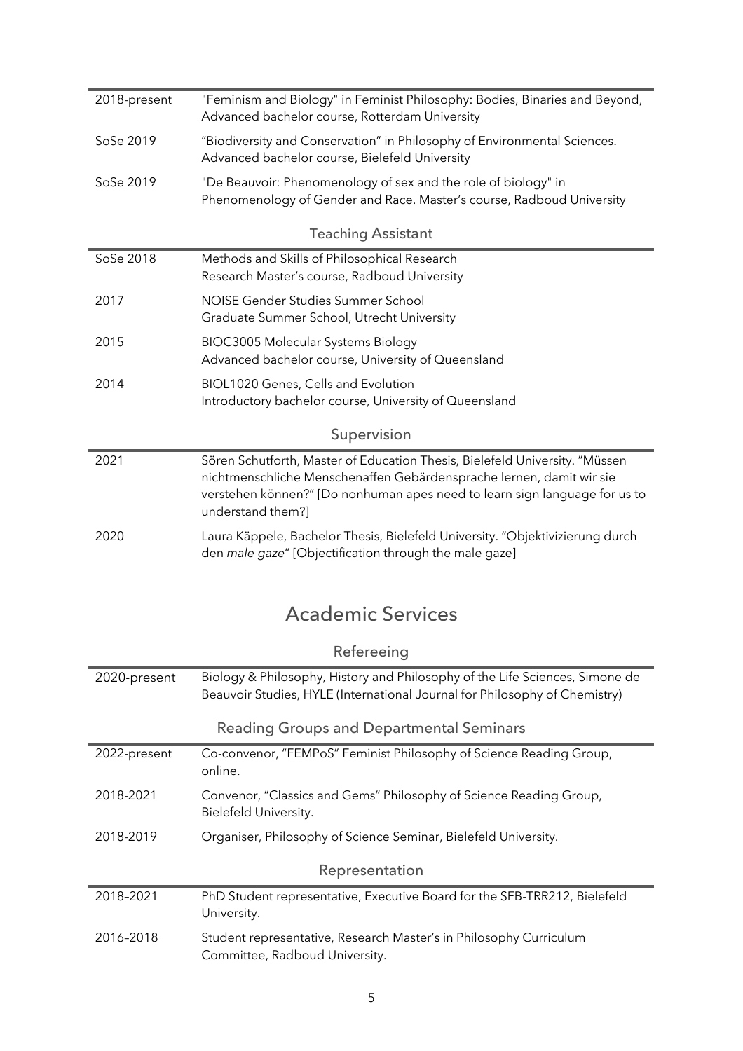| | |
|---|---|
| 2018-present | "Feminism and Biology" in Feminist Philosophy: Bodies, Binaries and Beyond, Advanced bachelor course, Rotterdam University |
| SoSe 2019 | "Biodiversity and Conservation" in Philosophy of Environmental Sciences. Advanced bachelor course, Bielefeld University |
| SoSe 2019 | "De Beauvoir: Phenomenology of sex and the role of biology" in Phenomenology of Gender and Race. Master's course, Radboud University |

### Teaching Assistant

| | |
|---|---|
| SoSe 2018 | Methods and Skills of Philosophical Research<br>Research Master's course, Radboud University |
| 2017 | NOISE Gender Studies Summer School<br>Graduate Summer School, Utrecht University |
| 2015 | BIOC3005 Molecular Systems Biology<br>Advanced bachelor course, University of Queensland |
| 2014 | BIOL1020 Genes, Cells and Evolution<br>Introductory bachelor course, University of Queensland |

### Supervision

| | |
|---|---|
| 2021 | Sören Schutforth, Master of Education Thesis, Bielefeld University. "Müssen nichtmenschliche Menschenaffen Gebärdensprache lernen, damit wir sie verstehen können?" [Do nonhuman apes need to learn sign language for us to understand them?] |
| 2020 | Laura Käppele, Bachelor Thesis, Bielefeld University. "Objektivizierung durch den *male gaze*" [Objectification through the male gaze] |

## Academic Services

### Refereeing

| | |
|---|---|
| 2020-present | Biology & Philosophy, History and Philosophy of the Life Sciences, Simone de Beauvoir Studies, HYLE (International Journal for Philosophy of Chemistry) |

### Reading Groups and Departmental Seminars

| | |
|---|---|
| 2022-present | Co-convenor, "FEMPoS" Feminist Philosophy of Science Reading Group, online. |
| 2018-2021 | Convenor, "Classics and Gems" Philosophy of Science Reading Group, Bielefeld University. |
| 2018-2019 | Organiser, Philosophy of Science Seminar, Bielefeld University. |

### Representation

| | |
|---|---|
| 2018-2021 | PhD Student representative, Executive Board for the SFB-TRR212, Bielefeld University. |
| 2016–2018 | Student representative, Research Master's in Philosophy Curriculum Committee, Radboud University. |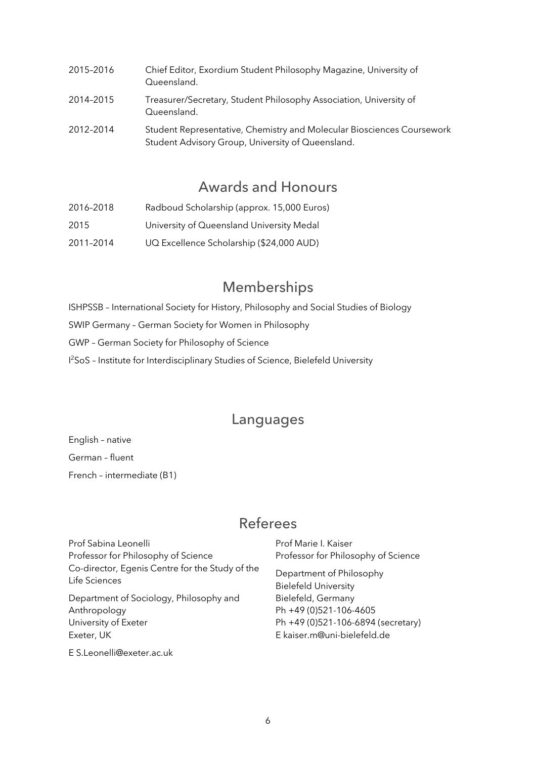| | |
|---|---|
| 2015–2016 | Chief Editor, Exordium Student Philosophy Magazine, University of Queensland. |
| 2014–2015 | Treasurer/Secretary, Student Philosophy Association, University of Queensland. |
| 2012–2014 | Student Representative, Chemistry and Molecular Biosciences Coursework Student Advisory Group, University of Queensland. |

## Awards and Honours

| | |
|---|---|
| 2016–2018 | Radboud Scholarship (approx. 15,000 Euros) |
| 2015 | University of Queensland University Medal |
| 2011–2014 | UQ Excellence Scholarship ($24,000 AUD) |

## Memberships

ISHPSSB – International Society for History, Philosophy and Social Studies of Biology

SWIP Germany – German Society for Women in Philosophy

GWP – German Society for Philosophy of Science

I$^2$SoS – Institute for Interdisciplinary Studies of Science, Bielefeld University

## Languages

English – native

German – fluent

French – intermediate (B1)

## Referees

Prof Sabina Leonelli
Professor for Philosophy of Science
Co-director, Egenis Centre for the Study of the Life Sciences
Department of Sociology, Philosophy and Anthropology
University of Exeter
Exeter, UK
E S.Leonelli@exeter.ac.uk

Prof Marie I. Kaiser
Professor for Philosophy of Science
Department of Philosophy
Bielefeld University
Bielefeld, Germany
Ph +49 (0)521-106-4605
Ph +49 (0)521-106-6894 (secretary)
E kaiser.m@uni-bielefeld.de